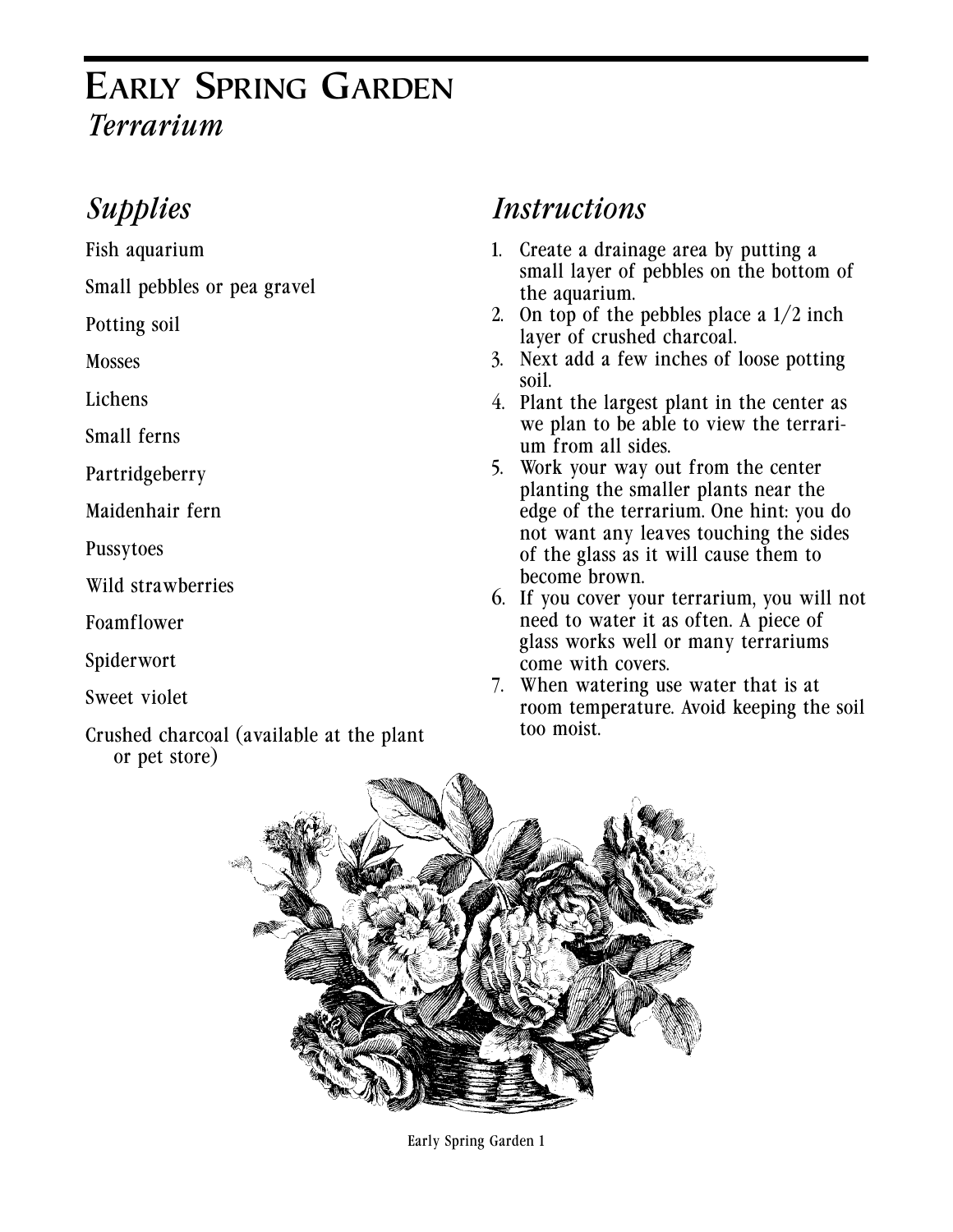# Early Spring Garden

*Terrarium*

## *Supplies*

Fish aquarium

Small pebbles or pea gravel

Potting soil

Mosses

Lichens

Small ferns

Partridgeberry

Maidenhair fern

Pussytoes

Wild strawberries

Foamflower

Spiderwort

Sweet violet

Crushed charcoal (available at the plant or pet store)

## *Instructions*

1. Create a drainage area by putting a small layer of pebbles on the bottom of the aquarium.
2. On top of the pebbles place a 1/2 inch layer of crushed charcoal.
3. Next add a few inches of loose potting soil.
4. Plant the largest plant in the center as we plan to be able to view the terrarium from all sides.
5. Work your way out from the center planting the smaller plants near the edge of the terrarium. One hint: you do not want any leaves touching the sides of the glass as it will cause them to become brown.
6. If you cover your terrarium, you will not need to water it as often. A piece of glass works well or many terrariums come with covers.
7. When watering use water that is at room temperature. Avoid keeping the soil too moist.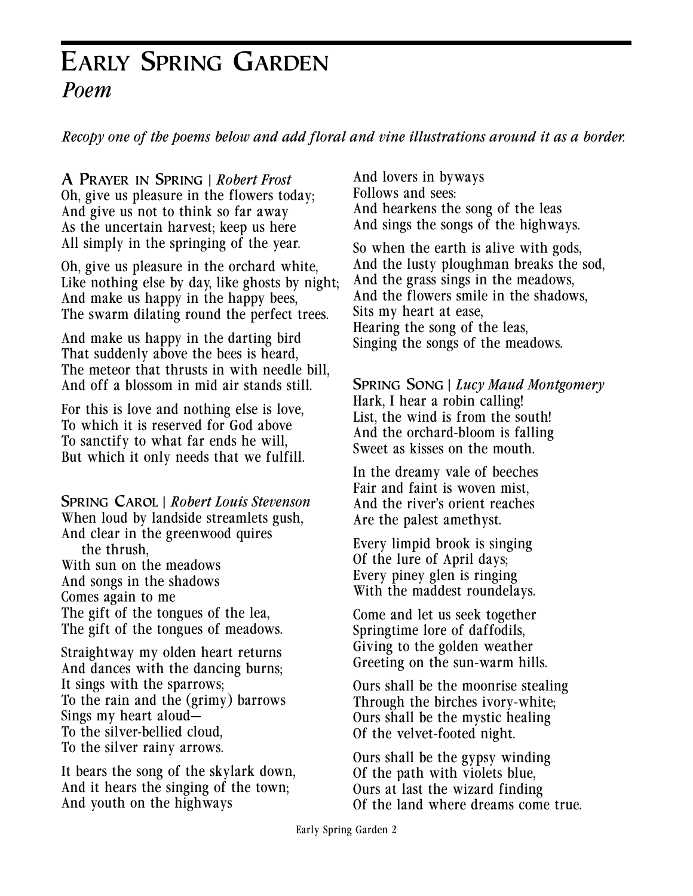# Early Spring Garden

## *Poem*

*Recopy one of the poems below and add floral and vine illustrations around it as a border.*

**A Prayer in Spring** | *Robert Frost*

Oh, give us pleasure in the flowers today;
And give us not to think so far away
As the uncertain harvest; keep us here
All simply in the springing of the year.

Oh, give us pleasure in the orchard white,
Like nothing else by day, like ghosts by night;
And make us happy in the happy bees,
The swarm dilating round the perfect trees.

And make us happy in the darting bird
That suddenly above the bees is heard,
The meteor that thrusts in with needle bill,
And off a blossom in mid air stands still.

For this is love and nothing else is love,
To which it is reserved for God above
To sanctify to what far ends he will,
But which it only needs that we fulfill.

**Spring Carol** | *Robert Louis Stevenson*

When loud by landside streamlets gush,
And clear in the greenwood quires
    the thrush,
With sun on the meadows
And songs in the shadows
Comes again to me
The gift of the tongues of the lea,
The gift of the tongues of meadows.

Straightway my olden heart returns
And dances with the dancing burns;
It sings with the sparrows;
To the rain and the (grimy) barrows
Sings my heart aloud—
To the silver-bellied cloud,
To the silver rainy arrows.

It bears the song of the skylark down,
And it hears the singing of the town;
And youth on the highways
And lovers in byways
Follows and sees:
And hearkens the song of the leas
And sings the songs of the highways.

So when the earth is alive with gods,
And the lusty ploughman breaks the sod,
And the grass sings in the meadows,
And the flowers smile in the shadows,
Sits my heart at ease,
Hearing the song of the leas,
Singing the songs of the meadows.

**Spring Song** | *Lucy Maud Montgomery*

Hark, I hear a robin calling!
List, the wind is from the south!
And the orchard-bloom is falling
Sweet as kisses on the mouth.

In the dreamy vale of beeches
Fair and faint is woven mist,
And the river's orient reaches
Are the palest amethyst.

Every limpid brook is singing
Of the lure of April days;
Every piney glen is ringing
With the maddest roundelays.

Come and let us seek together
Springtime lore of daffodils,
Giving to the golden weather
Greeting on the sun-warm hills.

Ours shall be the moonrise stealing
Through the birches ivory-white;
Ours shall be the mystic healing
Of the velvet-footed night.

Ours shall be the gypsy winding
Of the path with violets blue,
Ours at last the wizard finding
Of the land where dreams come true.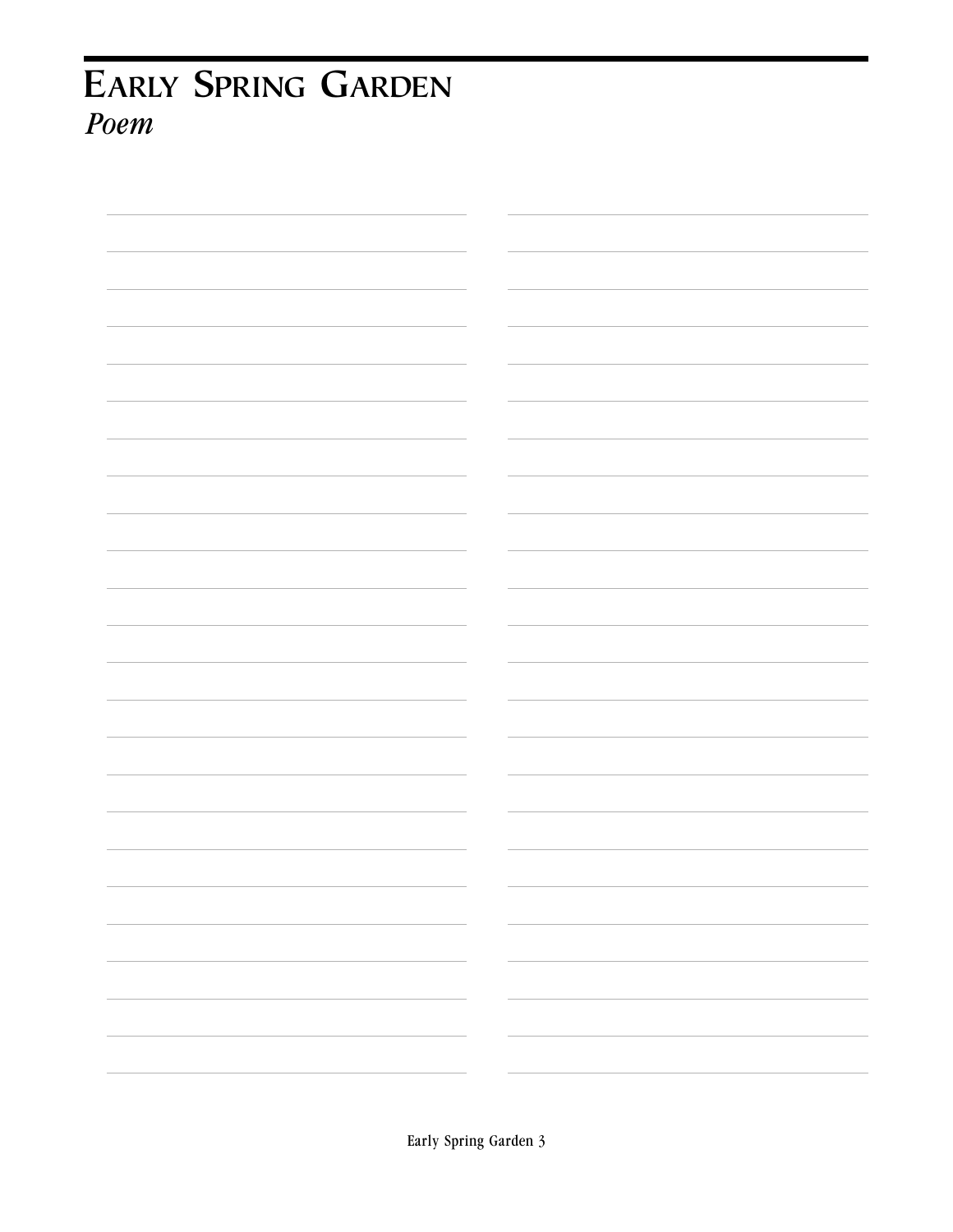# Early Spring Garden

*Poem*